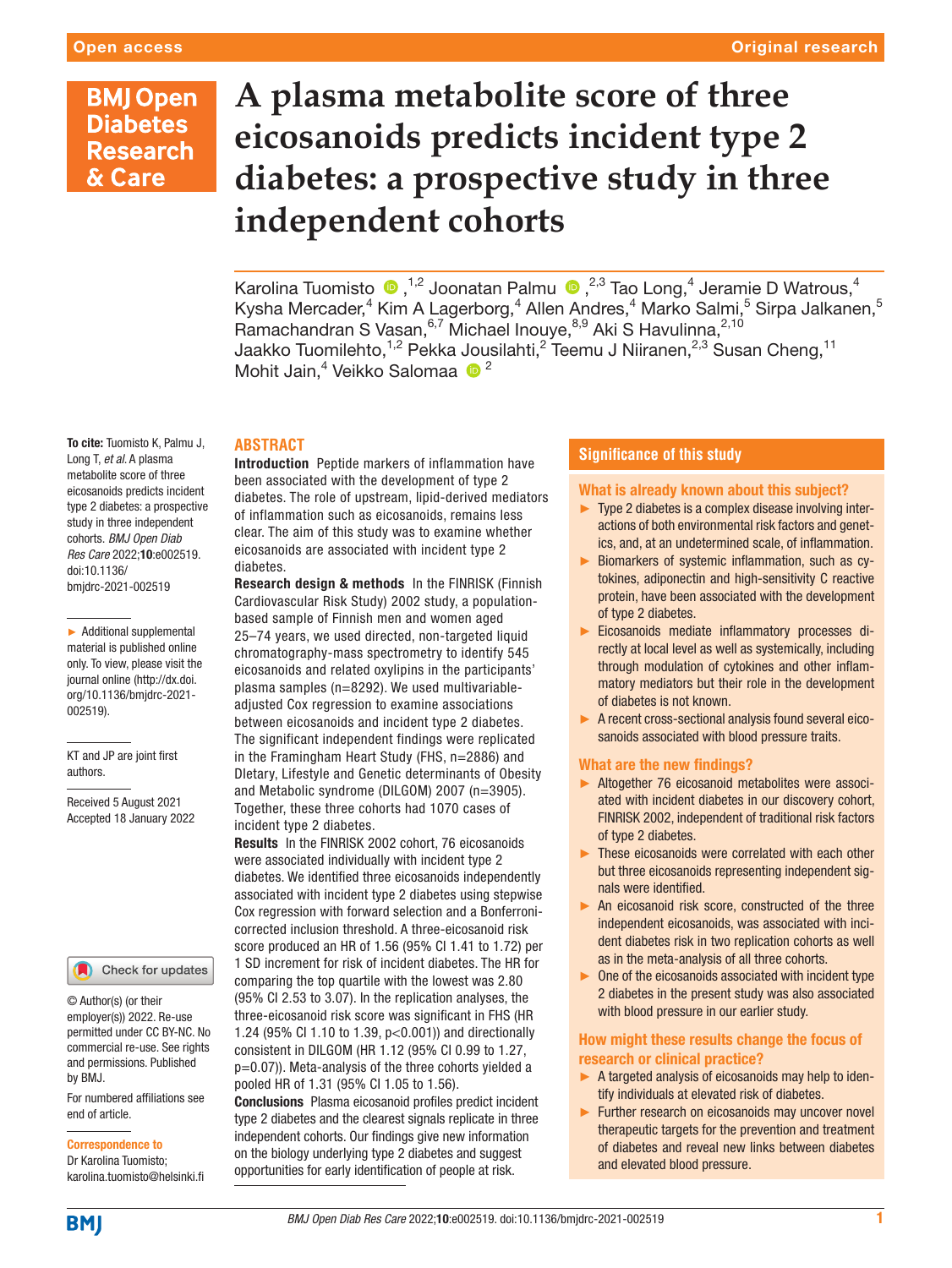# A plasma metabolite score of three eicosanoids predicts incident type 2 diabetes: a prospective study in three independent cohorts

Karolina Tuomisto ,[1,2] Joonatan Palmu ,[2,3] Tao Long,[4] Jeramie D Watrous,[4] Kysha Mercader,[4] Kim A Lagerborg,[4] Allen Andres,[4] Marko Salmi,[5] Sirpa Jalkanen,[5] Ramachandran S Vasan,[6,7] Michael Inouye,[8,9] Aki S Havulinna,[2,10] Jaakko Tuomilehto,[1,2] Pekka Jousilahti,[2] Teemu J Niiranen,[2,3] Susan Cheng,[11] Mohit Jain,[4] Veikko Salomaa [2]

**To cite:** Tuomisto K, Palmu J, Long T, *et al*. A plasma metabolite score of three eicosanoids predicts incident type 2 diabetes: a prospective study in three independent cohorts. *BMJ Open Diab Res Care* 2022;**10**:e002519. doi:10.1136/bmjdrc-2021-002519

► Additional supplemental material is published online only. To view, please visit the journal online (http://dx.doi.org/10.1136/bmjdrc-2021-002519).

KT and JP are joint first authors.

Received 5 August 2021
Accepted 18 January 2022

© Author(s) (or their employer(s)) 2022. Re-use permitted under CC BY-NC. No commercial re-use. See rights and permissions. Published by BMJ.

For numbered affiliations see end of article.

**Correspondence to**
Dr Karolina Tuomisto;
karolina.tuomisto@helsinki.fi

## ABSTRACT

**Introduction** Peptide markers of inflammation have been associated with the development of type 2 diabetes. The role of upstream, lipid-derived mediators of inflammation such as eicosanoids, remains less clear. The aim of this study was to examine whether eicosanoids are associated with incident type 2 diabetes.

**Research design & methods** In the FINRISK (Finnish Cardiovascular Risk Study) 2002 study, a population-based sample of Finnish men and women aged 25–74 years, we used directed, non-targeted liquid chromatography-mass spectrometry to identify 545 eicosanoids and related oxylipins in the participants' plasma samples (n=8292). We used multivariable-adjusted Cox regression to examine associations between eicosanoids and incident type 2 diabetes. The significant independent findings were replicated in the Framingham Heart Study (FHS, n=2886) and DIetary, Lifestyle and Genetic determinants of Obesity and Metabolic syndrome (DILGOM) 2007 (n=3905). Together, these three cohorts had 1070 cases of incident type 2 diabetes.

**Results** In the FINRISK 2002 cohort, 76 eicosanoids were associated individually with incident type 2 diabetes. We identified three eicosanoids independently associated with incident type 2 diabetes using stepwise Cox regression with forward selection and a Bonferroni-corrected inclusion threshold. A three-eicosanoid risk score produced an HR of 1.56 (95% CI 1.41 to 1.72) per 1 SD increment for risk of incident diabetes. The HR for comparing the top quartile with the lowest was 2.80 (95% CI 2.53 to 3.07). In the replication analyses, the three-eicosanoid risk score was significant in FHS (HR 1.24 (95% CI 1.10 to 1.39, p<0.001)) and directionally consistent in DILGOM (HR 1.12 (95% CI 0.99 to 1.27, p=0.07)). Meta-analysis of the three cohorts yielded a pooled HR of 1.31 (95% CI 1.05 to 1.56).

**Conclusions** Plasma eicosanoid profiles predict incident type 2 diabetes and the clearest signals replicate in three independent cohorts. Our findings give new information on the biology underlying type 2 diabetes and suggest opportunities for early identification of people at risk.

## Significance of this study

### What is already known about this subject?

- Type 2 diabetes is a complex disease involving interactions of both environmental risk factors and genetics, and, at an undetermined scale, of inflammation.
- Biomarkers of systemic inflammation, such as cytokines, adiponectin and high-sensitivity C reactive protein, have been associated with the development of type 2 diabetes.
- Eicosanoids mediate inflammatory processes directly at local level as well as systemically, including through modulation of cytokines and other inflammatory mediators but their role in the development of diabetes is not known.
- A recent cross-sectional analysis found several eicosanoids associated with blood pressure traits.

### What are the new findings?

- Altogether 76 eicosanoid metabolites were associated with incident diabetes in our discovery cohort, FINRISK 2002, independent of traditional risk factors of type 2 diabetes.
- These eicosanoids were correlated with each other but three eicosanoids representing independent signals were identified.
- An eicosanoid risk score, constructed of the three independent eicosanoids, was associated with incident diabetes risk in two replication cohorts as well as in the meta-analysis of all three cohorts.
- One of the eicosanoids associated with incident type 2 diabetes in the present study was also associated with blood pressure in our earlier study.

### How might these results change the focus of research or clinical practice?

- A targeted analysis of eicosanoids may help to identify individuals at elevated risk of diabetes.
- Further research on eicosanoids may uncover novel therapeutic targets for the prevention and treatment of diabetes and reveal new links between diabetes and elevated blood pressure.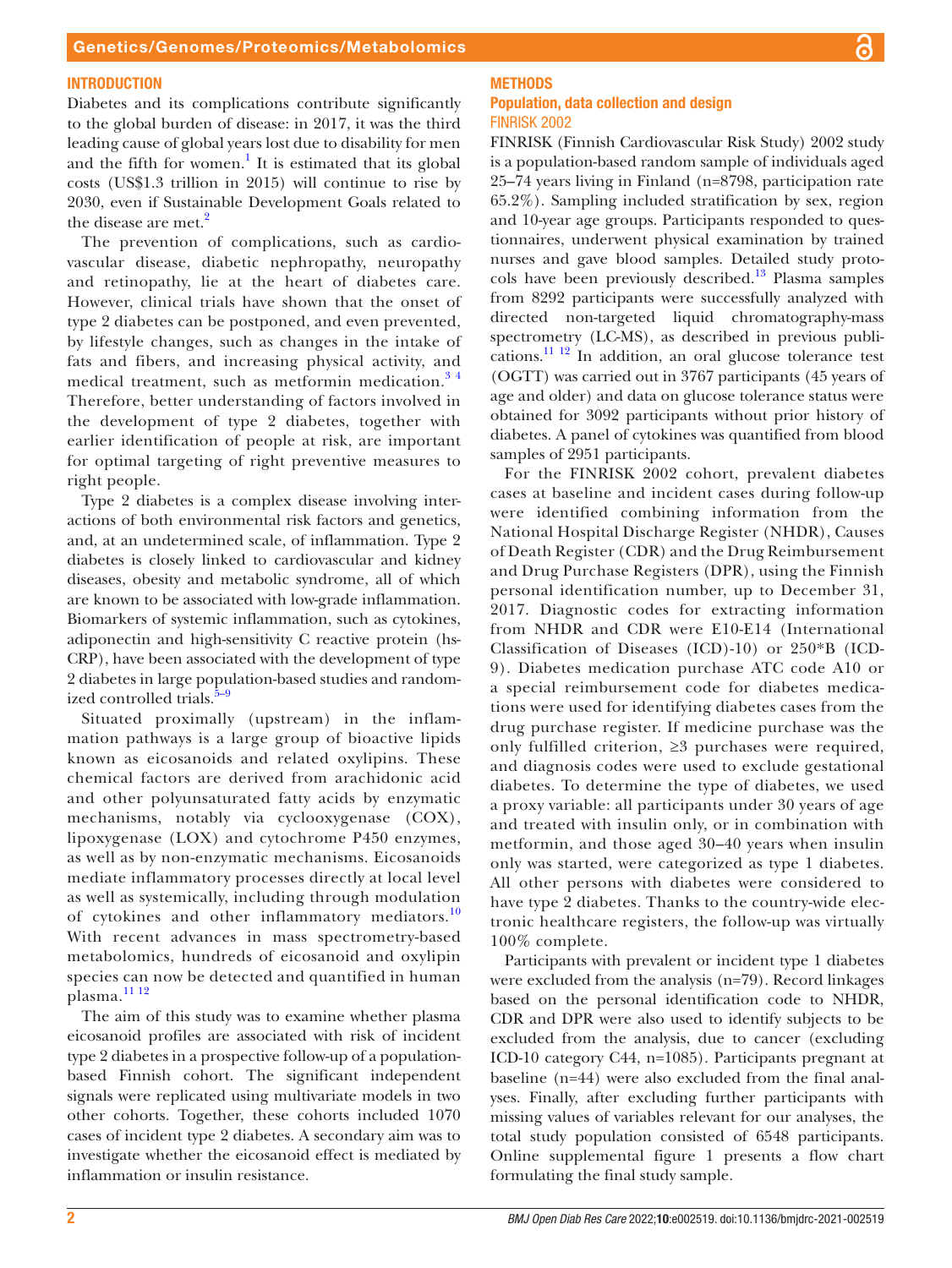## INTRODUCTION

Diabetes and its complications contribute significantly to the global burden of disease: in 2017, it was the third leading cause of global years lost due to disability for men and the fifth for women.[1] It is estimated that its global costs (US$1.3 trillion in 2015) will continue to rise by 2030, even if Sustainable Development Goals related to the disease are met.[2]

The prevention of complications, such as cardiovascular disease, diabetic nephropathy, neuropathy and retinopathy, lie at the heart of diabetes care. However, clinical trials have shown that the onset of type 2 diabetes can be postponed, and even prevented, by lifestyle changes, such as changes in the intake of fats and fibers, and increasing physical activity, and medical treatment, such as metformin medication.[3 4] Therefore, better understanding of factors involved in the development of type 2 diabetes, together with earlier identification of people at risk, are important for optimal targeting of right preventive measures to right people.

Type 2 diabetes is a complex disease involving interactions of both environmental risk factors and genetics, and, at an undetermined scale, of inflammation. Type 2 diabetes is closely linked to cardiovascular and kidney diseases, obesity and metabolic syndrome, all of which are known to be associated with low-grade inflammation. Biomarkers of systemic inflammation, such as cytokines, adiponectin and high-sensitivity C reactive protein (hs-CRP), have been associated with the development of type 2 diabetes in large population-based studies and randomized controlled trials.[5–9]

Situated proximally (upstream) in the inflammation pathways is a large group of bioactive lipids known as eicosanoids and related oxylipins. These chemical factors are derived from arachidonic acid and other polyunsaturated fatty acids by enzymatic mechanisms, notably via cyclooxygenase (COX), lipoxygenase (LOX) and cytochrome P450 enzymes, as well as by non-enzymatic mechanisms. Eicosanoids mediate inflammatory processes directly at local level as well as systemically, including through modulation of cytokines and other inflammatory mediators.[10] With recent advances in mass spectrometry-based metabolomics, hundreds of eicosanoid and oxylipin species can now be detected and quantified in human plasma.[11 12]

The aim of this study was to examine whether plasma eicosanoid profiles are associated with risk of incident type 2 diabetes in a prospective follow-up of a population-based Finnish cohort. The significant independent signals were replicated using multivariate models in two other cohorts. Together, these cohorts included 1070 cases of incident type 2 diabetes. A secondary aim was to investigate whether the eicosanoid effect is mediated by inflammation or insulin resistance.

## METHODS

### Population, data collection and design

#### FINRISK 2002

FINRISK (Finnish Cardiovascular Risk Study) 2002 study is a population-based random sample of individuals aged 25–74 years living in Finland (n=8798, participation rate 65.2%). Sampling included stratification by sex, region and 10-year age groups. Participants responded to questionnaires, underwent physical examination by trained nurses and gave blood samples. Detailed study protocols have been previously described.[13] Plasma samples from 8292 participants were successfully analyzed with directed non-targeted liquid chromatography-mass spectrometry (LC-MS), as described in previous publications.[11 12] In addition, an oral glucose tolerance test (OGTT) was carried out in 3767 participants (45 years of age and older) and data on glucose tolerance status were obtained for 3092 participants without prior history of diabetes. A panel of cytokines was quantified from blood samples of 2951 participants.

For the FINRISK 2002 cohort, prevalent diabetes cases at baseline and incident cases during follow-up were identified combining information from the National Hospital Discharge Register (NHDR), Causes of Death Register (CDR) and the Drug Reimbursement and Drug Purchase Registers (DPR), using the Finnish personal identification number, up to December 31, 2017. Diagnostic codes for extracting information from NHDR and CDR were E10-E14 (International Classification of Diseases (ICD)-10) or 250*B (ICD-9). Diabetes medication purchase ATC code A10 or a special reimbursement code for diabetes medications were used for identifying diabetes cases from the drug purchase register. If medicine purchase was the only fulfilled criterion, ≥3 purchases were required, and diagnosis codes were used to exclude gestational diabetes. To determine the type of diabetes, we used a proxy variable: all participants under 30 years of age and treated with insulin only, or in combination with metformin, and those aged 30–40 years when insulin only was started, were categorized as type 1 diabetes. All other persons with diabetes were considered to have type 2 diabetes. Thanks to the country-wide electronic healthcare registers, the follow-up was virtually 100% complete.

Participants with prevalent or incident type 1 diabetes were excluded from the analysis (n=79). Record linkages based on the personal identification code to NHDR, CDR and DPR were also used to identify subjects to be excluded from the analysis, due to cancer (excluding ICD-10 category C44, n=1085). Participants pregnant at baseline (n=44) were also excluded from the final analyses. Finally, after excluding further participants with missing values of variables relevant for our analyses, the total study population consisted of 6548 participants. Online supplemental figure 1 presents a flow chart formulating the final study sample.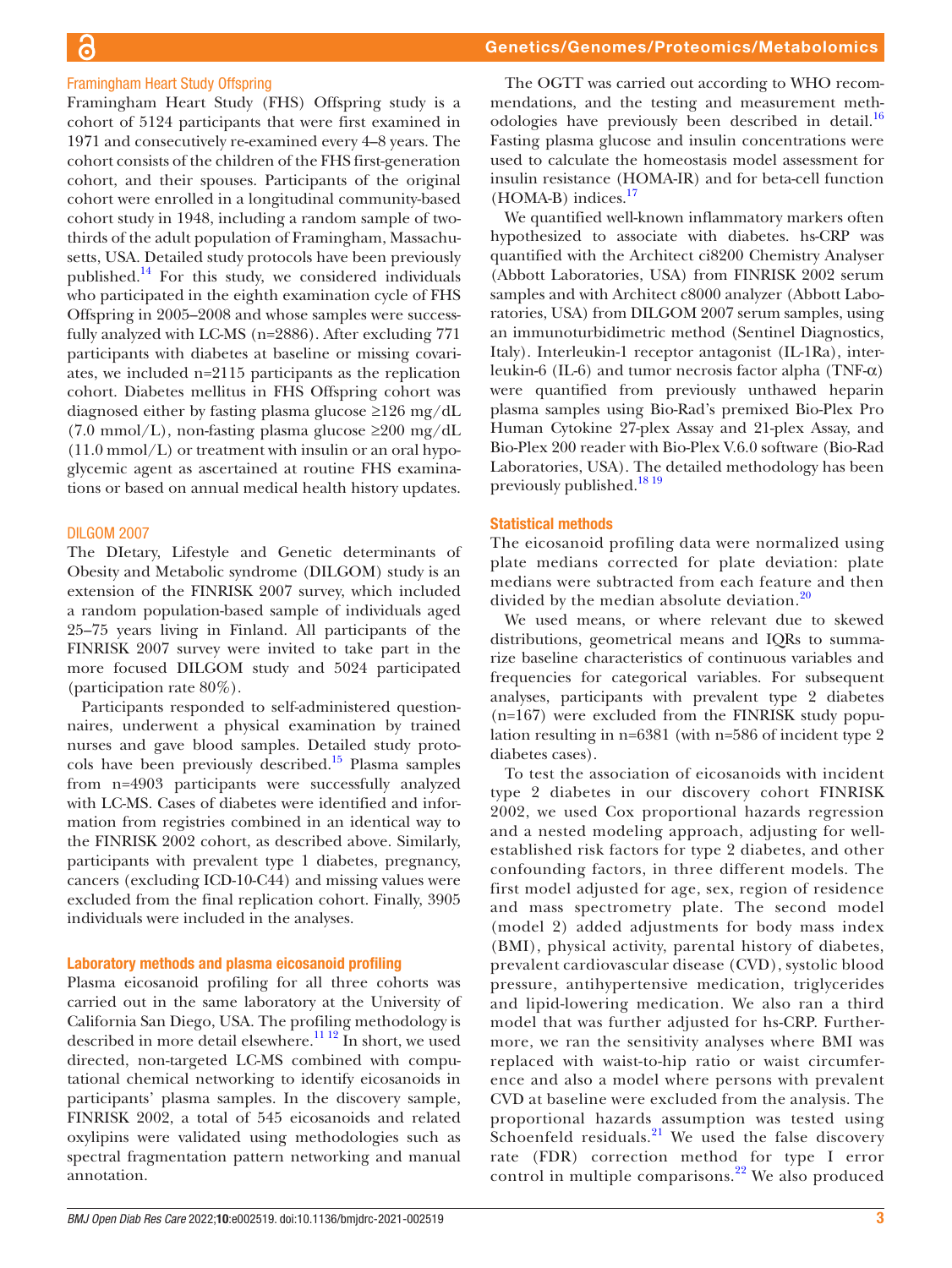### Framingham Heart Study Offspring

Framingham Heart Study (FHS) Offspring study is a cohort of 5124 participants that were first examined in 1971 and consecutively re-examined every 4–8 years. The cohort consists of the children of the FHS first-generation cohort, and their spouses. Participants of the original cohort were enrolled in a longitudinal community-based cohort study in 1948, including a random sample of two-thirds of the adult population of Framingham, Massachusetts, USA. Detailed study protocols have been previously published.[14] For this study, we considered individuals who participated in the eighth examination cycle of FHS Offspring in 2005–2008 and whose samples were successfully analyzed with LC-MS (n=2886). After excluding 771 participants with diabetes at baseline or missing covariates, we included n=2115 participants as the replication cohort. Diabetes mellitus in FHS Offspring cohort was diagnosed either by fasting plasma glucose ≥126 mg/dL (7.0 mmol/L), non-fasting plasma glucose ≥200 mg/dL (11.0 mmol/L) or treatment with insulin or an oral hypoglycemic agent as ascertained at routine FHS examinations or based on annual medical health history updates.

### DILGOM 2007

The DIetary, Lifestyle and Genetic determinants of Obesity and Metabolic syndrome (DILGOM) study is an extension of the FINRISK 2007 survey, which included a random population-based sample of individuals aged 25–75 years living in Finland. All participants of the FINRISK 2007 survey were invited to take part in the more focused DILGOM study and 5024 participated (participation rate 80%).

Participants responded to self-administered questionnaires, underwent a physical examination by trained nurses and gave blood samples. Detailed study protocols have been previously described.[15] Plasma samples from n=4903 participants were successfully analyzed with LC-MS. Cases of diabetes were identified and information from registries combined in an identical way to the FINRISK 2002 cohort, as described above. Similarly, participants with prevalent type 1 diabetes, pregnancy, cancers (excluding ICD-10-C44) and missing values were excluded from the final replication cohort. Finally, 3905 individuals were included in the analyses.

## Laboratory methods and plasma eicosanoid profiling

Plasma eicosanoid profiling for all three cohorts was carried out in the same laboratory at the University of California San Diego, USA. The profiling methodology is described in more detail elsewhere.[11,12] In short, we used directed, non-targeted LC-MS combined with computational chemical networking to identify eicosanoids in participants' plasma samples. In the discovery sample, FINRISK 2002, a total of 545 eicosanoids and related oxylipins were validated using methodologies such as spectral fragmentation pattern networking and manual annotation.

The OGTT was carried out according to WHO recommendations, and the testing and measurement methodologies have previously been described in detail.[16] Fasting plasma glucose and insulin concentrations were used to calculate the homeostasis model assessment for insulin resistance (HOMA-IR) and for beta-cell function (HOMA-B) indices.[17]

We quantified well-known inflammatory markers often hypothesized to associate with diabetes. hs-CRP was quantified with the Architect ci8200 Chemistry Analyser (Abbott Laboratories, USA) from FINRISK 2002 serum samples and with Architect c8000 analyzer (Abbott Laboratories, USA) from DILGOM 2007 serum samples, using an immunoturbidimetric method (Sentinel Diagnostics, Italy). Interleukin-1 receptor antagonist (IL-1Ra), interleukin-6 (IL-6) and tumor necrosis factor alpha (TNF-α) were quantified from previously unthawed heparin plasma samples using Bio-Rad's premixed Bio-Plex Pro Human Cytokine 27-plex Assay and 21-plex Assay, and Bio-Plex 200 reader with Bio-Plex V.6.0 software (Bio-Rad Laboratories, USA). The detailed methodology has been previously published.[18,19]

## Statistical methods

The eicosanoid profiling data were normalized using plate medians corrected for plate deviation: plate medians were subtracted from each feature and then divided by the median absolute deviation.[20]

We used means, or where relevant due to skewed distributions, geometrical means and IQRs to summarize baseline characteristics of continuous variables and frequencies for categorical variables. For subsequent analyses, participants with prevalent type 2 diabetes (n=167) were excluded from the FINRISK study population resulting in n=6381 (with n=586 of incident type 2 diabetes cases).

To test the association of eicosanoids with incident type 2 diabetes in our discovery cohort FINRISK 2002, we used Cox proportional hazards regression and a nested modeling approach, adjusting for well-established risk factors for type 2 diabetes, and other confounding factors, in three different models. The first model adjusted for age, sex, region of residence and mass spectrometry plate. The second model (model 2) added adjustments for body mass index (BMI), physical activity, parental history of diabetes, prevalent cardiovascular disease (CVD), systolic blood pressure, antihypertensive medication, triglycerides and lipid-lowering medication. We also ran a third model that was further adjusted for hs-CRP. Furthermore, we ran the sensitivity analyses where BMI was replaced with waist-to-hip ratio or waist circumference and also a model where persons with prevalent CVD at baseline were excluded from the analysis. The proportional hazards assumption was tested using Schoenfeld residuals.[21] We used the false discovery rate (FDR) correction method for type I error control in multiple comparisons.[22] We also produced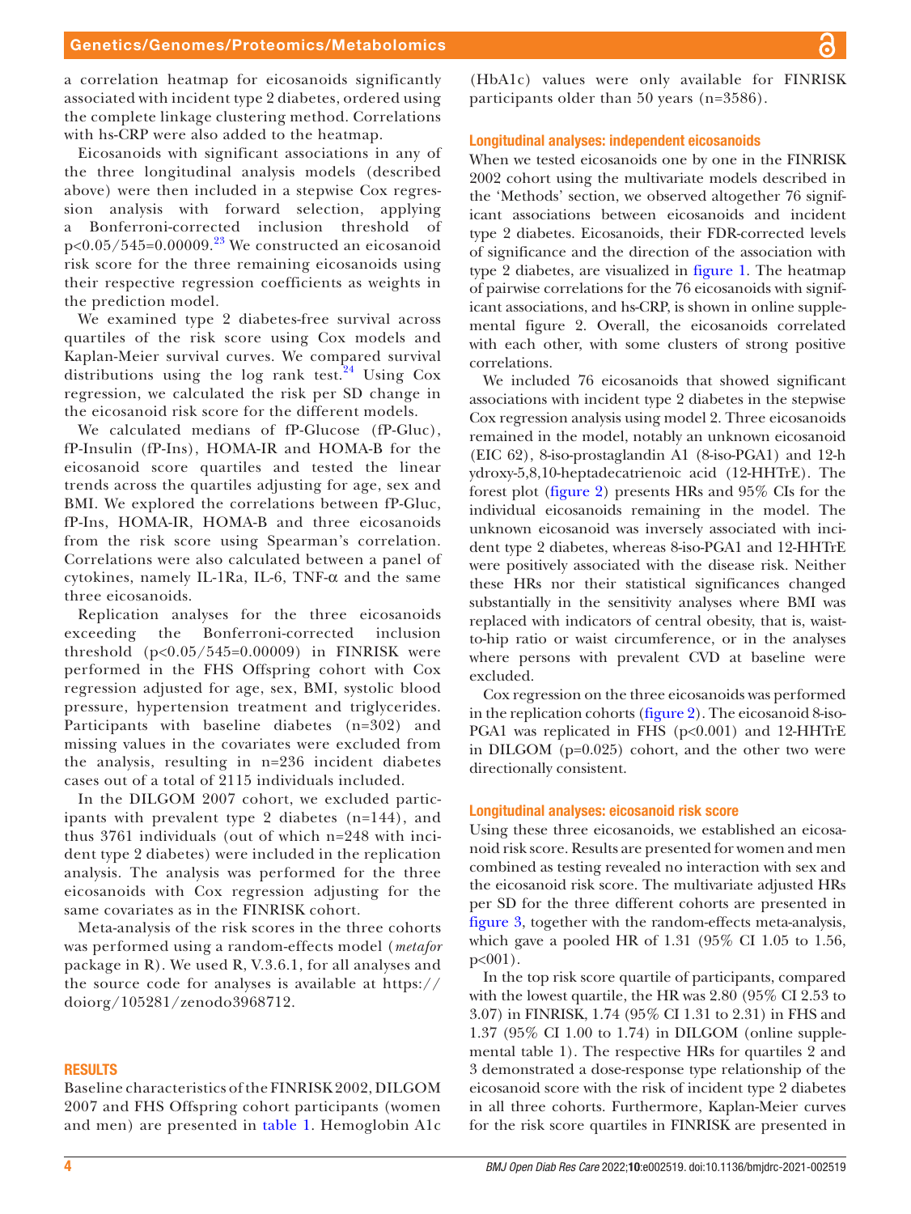a correlation heatmap for eicosanoids significantly associated with incident type 2 diabetes, ordered using the complete linkage clustering method. Correlations with hs-CRP were also added to the heatmap.

Eicosanoids with significant associations in any of the three longitudinal analysis models (described above) were then included in a stepwise Cox regression analysis with forward selection, applying a Bonferroni-corrected inclusion threshold of $p<0.05/545=0.00009$.[23] We constructed an eicosanoid risk score for the three remaining eicosanoids using their respective regression coefficients as weights in the prediction model.

We examined type 2 diabetes-free survival across quartiles of the risk score using Cox models and Kaplan-Meier survival curves. We compared survival distributions using the log rank test.[24] Using Cox regression, we calculated the risk per SD change in the eicosanoid risk score for the different models.

We calculated medians of fP-Glucose (fP-Gluc), fP-Insulin (fP-Ins), HOMA-IR and HOMA-B for the eicosanoid score quartiles and tested the linear trends across the quartiles adjusting for age, sex and BMI. We explored the correlations between fP-Gluc, fP-Ins, HOMA-IR, HOMA-B and three eicosanoids from the risk score using Spearman's correlation. Correlations were also calculated between a panel of cytokines, namely IL-1Ra, IL-6, TNF-α and the same three eicosanoids.

Replication analyses for the three eicosanoids exceeding the Bonferroni-corrected inclusion threshold ($p<0.05/545=0.00009$) in FINRISK were performed in the FHS Offspring cohort with Cox regression adjusted for age, sex, BMI, systolic blood pressure, hypertension treatment and triglycerides. Participants with baseline diabetes (n=302) and missing values in the covariates were excluded from the analysis, resulting in n=236 incident diabetes cases out of a total of 2115 individuals included.

In the DILGOM 2007 cohort, we excluded participants with prevalent type 2 diabetes (n=144), and thus 3761 individuals (out of which n=248 with incident type 2 diabetes) were included in the replication analysis. The analysis was performed for the three eicosanoids with Cox regression adjusting for the same covariates as in the FINRISK cohort.

Meta-analysis of the risk scores in the three cohorts was performed using a random-effects model (*metafor* package in R). We used R, V.3.6.1, for all analyses and the source code for analyses is available at https://doiorg/105281/zenodo3968712.

## RESULTS

Baseline characteristics of the FINRISK 2002, DILGOM 2007 and FHS Offspring cohort participants (women and men) are presented in table 1. Hemoglobin A1c (HbA1c) values were only available for FINRISK participants older than 50 years (n=3586).

### Longitudinal analyses: independent eicosanoids

When we tested eicosanoids one by one in the FINRISK 2002 cohort using the multivariate models described in the 'Methods' section, we observed altogether 76 significant associations between eicosanoids and incident type 2 diabetes. Eicosanoids, their FDR-corrected levels of significance and the direction of the association with type 2 diabetes, are visualized in figure 1. The heatmap of pairwise correlations for the 76 eicosanoids with significant associations, and hs-CRP, is shown in online supplemental figure 2. Overall, the eicosanoids correlated with each other, with some clusters of strong positive correlations.

We included 76 eicosanoids that showed significant associations with incident type 2 diabetes in the stepwise Cox regression analysis using model 2. Three eicosanoids remained in the model, notably an unknown eicosanoid (EIC 62), 8-iso-prostaglandin A1 (8-iso-PGA1) and 12-hydroxy-5,8,10-heptadecatrienoic acid (12-HHTrE). The forest plot (figure 2) presents HRs and 95% CIs for the individual eicosanoids remaining in the model. The unknown eicosanoid was inversely associated with incident type 2 diabetes, whereas 8-iso-PGA1 and 12-HHTrE were positively associated with the disease risk. Neither these HRs nor their statistical significances changed substantially in the sensitivity analyses where BMI was replaced with indicators of central obesity, that is, waist-to-hip ratio or waist circumference, or in the analyses where persons with prevalent CVD at baseline were excluded.

Cox regression on the three eicosanoids was performed in the replication cohorts (figure 2). The eicosanoid 8-iso-PGA1 was replicated in FHS ($p<0.001$) and 12-HHTrE in DILGOM ($p=0.025$) cohort, and the other two were directionally consistent.

### Longitudinal analyses: eicosanoid risk score

Using these three eicosanoids, we established an eicosanoid risk score. Results are presented for women and men combined as testing revealed no interaction with sex and the eicosanoid risk score. The multivariate adjusted HRs per SD for the three different cohorts are presented in figure 3, together with the random-effects meta-analysis, which gave a pooled HR of 1.31 (95% CI 1.05 to 1.56, $p<001$).

In the top risk score quartile of participants, compared with the lowest quartile, the HR was 2.80 (95% CI 2.53 to 3.07) in FINRISK, 1.74 (95% CI 1.31 to 2.31) in FHS and 1.37 (95% CI 1.00 to 1.74) in DILGOM (online supplemental table 1). The respective HRs for quartiles 2 and 3 demonstrated a dose-response type relationship of the eicosanoid score with the risk of incident type 2 diabetes in all three cohorts. Furthermore, Kaplan-Meier curves for the risk score quartiles in FINRISK are presented in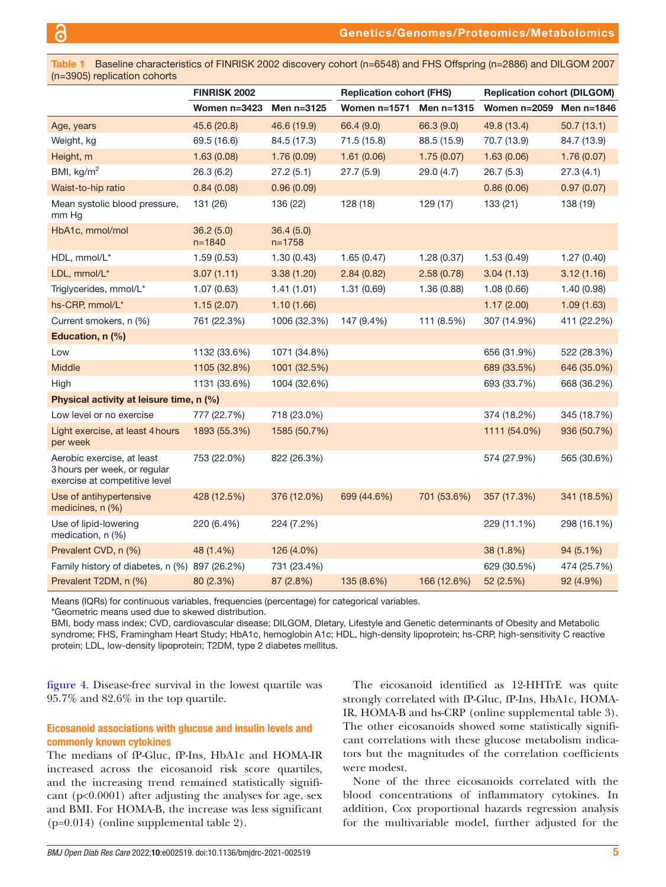Table 1 Baseline characteristics of FINRISK 2002 discovery cohort (n=6548) and FHS Offspring (n=2886) and DILGOM 2007 (n=3905) replication cohorts

| | FINRISK 2002 | | Replication cohort (FHS) | | Replication cohort (DILGOM) | |
|---|---|---|---|---|---|---|
| | Women n=3423 | Men n=3125 | Women n=1571 | Men n=1315 | Women n=2059 | Men n=1846 |
| Age, years | 45.6 (20.8) | 46.6 (19.9) | 66.4 (9.0) | 66.3 (9.0) | 49.8 (13.4) | 50.7 (13.1) |
| Weight, kg | 69.5 (16.6) | 84.5 (17.3) | 71.5 (15.8) | 88.5 (15.9) | 70.7 (13.9) | 84.7 (13.9) |
| Height, m | 1.63 (0.08) | 1.76 (0.09) | 1.61 (0.06) | 1.75 (0.07) | 1.63 (0.06) | 1.76 (0.07) |
| BMI, kg/m$^2$ | 26.3 (6.2) | 27.2 (5.1) | 27.7 (5.9) | 29.0 (4.7) | 26.7 (5.3) | 27.3 (4.1) |
| Waist-to-hip ratio | 0.84 (0.08) | 0.96 (0.09) | | | 0.86 (0.06) | 0.97 (0.07) |
| Mean systolic blood pressure, mm Hg | 131 (26) | 136 (22) | 128 (18) | 129 (17) | 133 (21) | 138 (19) |
| HbA1c, mmol/mol | 36.2 (5.0) n=1840 | 36.4 (5.0) n=1758 | | | | |
| HDL, mmol/L* | 1.59 (0.53) | 1.30 (0.43) | 1.65 (0.47) | 1.28 (0.37) | 1.53 (0.49) | 1.27 (0.40) |
| LDL, mmol/L* | 3.07 (1.11) | 3.38 (1.20) | 2.84 (0.82) | 2.58 (0.78) | 3.04 (1.13) | 3.12 (1.16) |
| Triglycerides, mmol/L* | 1.07 (0.63) | 1.41 (1.01) | 1.31 (0.69) | 1.36 (0.88) | 1.08 (0.66) | 1.40 (0.98) |
| hs-CRP, mmol/L* | 1.15 (2.07) | 1.10 (1.66) | | | 1.17 (2.00) | 1.09 (1.63) |
| Current smokers, n (%) | 761 (22.3%) | 1006 (32.3%) | 147 (9.4%) | 111 (8.5%) | 307 (14.9%) | 411 (22.2%) |
| **Education, n (%)** | | | | | | |
| Low | 1132 (33.6%) | 1071 (34.8%) | | | 656 (31.9%) | 522 (28.3%) |
| Middle | 1105 (32.8%) | 1001 (32.5%) | | | 689 (33.5%) | 646 (35.0%) |
| High | 1131 (33.6%) | 1004 (32.6%) | | | 693 (33.7%) | 668 (36.2%) |
| **Physical activity at leisure time, n (%)** | | | | | | |
| Low level or no exercise | 777 (22.7%) | 718 (23.0%) | | | 374 (18.2%) | 345 (18.7%) |
| Light exercise, at least 4 hours per week | 1893 (55.3%) | 1585 (50.7%) | | | 1111 (54.0%) | 936 (50.7%) |
| Aerobic exercise, at least 3 hours per week, or regular exercise at competitive level | 753 (22.0%) | 822 (26.3%) | | | 574 (27.9%) | 565 (30.6%) |
| Use of antihypertensive medicines, n (%) | 428 (12.5%) | 376 (12.0%) | 699 (44.6%) | 701 (53.6%) | 357 (17.3%) | 341 (18.5%) |
| Use of lipid-lowering medication, n (%) | 220 (6.4%) | 224 (7.2%) | | | 229 (11.1%) | 298 (16.1%) |
| Prevalent CVD, n (%) | 48 (1.4%) | 126 (4.0%) | | | 38 (1.8%) | 94 (5.1%) |
| Family history of diabetes, n (%) | 897 (26.2%) | 731 (23.4%) | | | 629 (30.5%) | 474 (25.7%) |
| Prevalent T2DM, n (%) | 80 (2.3%) | 87 (2.8%) | 135 (8.6%) | 166 (12.6%) | 52 (2.5%) | 92 (4.9%) |

Means (IQRs) for continuous variables, frequencies (percentage) for categorical variables.

*Geometric means used due to skewed distribution.

BMI, body mass index; CVD, cardiovascular disease; DILGOM, DIetary, Lifestyle and Genetic determinants of Obesity and Metabolic syndrome; FHS, Framingham Heart Study; HbA1c, hemoglobin A1c; HDL, high-density lipoprotein; hs-CRP, high-sensitivity C reactive protein; LDL, low-density lipoprotein; T2DM, type 2 diabetes mellitus.

figure 4. Disease-free survival in the lowest quartile was 95.7% and 82.6% in the top quartile.

### Eicosanoid associations with glucose and insulin levels and commonly known cytokines

The medians of fP-Gluc, fP-Ins, HbA1c and HOMA-IR increased across the eicosanoid risk score quartiles, and the increasing trend remained statistically significant (p<0.0001) after adjusting the analyses for age, sex and BMI. For HOMA-B, the increase was less significant (p=0.014) (online supplemental table 2).

The eicosanoid identified as 12-HHTrE was quite strongly correlated with fP-Gluc, fP-Ins, HbA1c, HOMA-IR, HOMA-B and hs-CRP (online supplemental table 3). The other eicosanoids showed some statistically significant correlations with these glucose metabolism indicators but the magnitudes of the correlation coefficients were modest.

None of the three eicosanoids correlated with the blood concentrations of inflammatory cytokines. In addition, Cox proportional hazards regression analysis for the multivariable model, further adjusted for the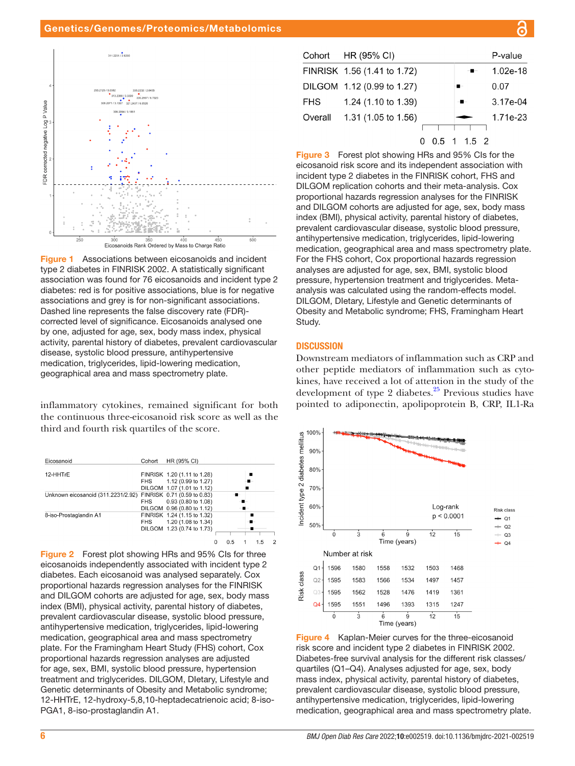Figure 1 Associations between eicosanoids and incident type 2 diabetes in FINRISK 2002. A statistically significant association was found for 76 eicosanoids and incident type 2 diabetes: red is for positive associations, blue is for negative associations and grey is for non-significant associations. Dashed line represents the false discovery rate (FDR)-corrected level of significance. Eicosanoids analysed one by one, adjusted for age, sex, body mass index, physical activity, parental history of diabetes, prevalent cardiovascular disease, systolic blood pressure, antihypertensive medication, triglycerides, lipid-lowering medication, geographical area and mass spectrometry plate.

inflammatory cytokines, remained significant for both the continuous three-eicosanoid risk score as well as the third and fourth risk quartiles of the score.

| Eicosanoid | Cohort | HR (95% CI) |
|---|---|---|
| 12-HHTrE | FINRISK | 1.20 (1.11 to 1.28) |
| | FHS | 1.12 (0.99 to 1.27) |
| | DILGOM | 1.07 (1.01 to 1.12) |
| Unknown eicosanoid (311.2231/2.92) | FINRISK | 0.71 (0.59 to 0.83) |
| | FHS | 0.93 (0.80 to 1.08) |
| | DILGOM | 0.96 (0.80 to 1.12) |
| 8-iso-Prostaglandin A1 | FINRISK | 1.24 (1.15 to 1.32) |
| | FHS | 1.20 (1.08 to 1.34) |
| | DILGOM | 1.23 (0.74 to 1.73) |

Figure 2 Forest plot showing HRs and 95% CIs for three eicosanoids independently associated with incident type 2 diabetes. Each eicosanoid was analysed separately. Cox proportional hazards regression analyses for the FINRISK and DILGOM cohorts are adjusted for age, sex, body mass index (BMI), physical activity, parental history of diabetes, prevalent cardiovascular disease, systolic blood pressure, antihypertensive medication, triglycerides, lipid-lowering medication, geographical area and mass spectrometry plate. For the Framingham Heart Study (FHS) cohort, Cox proportional hazards regression analyses are adjusted for age, sex, BMI, systolic blood pressure, hypertension treatment and triglycerides. DILGOM, DIetary, Lifestyle and Genetic determinants of Obesity and Metabolic syndrome; 12-HHTrE, 12-hydroxy-5,8,10-heptadecatrienoic acid; 8-iso-PGA1, 8-iso-prostaglandin A1.

| Cohort | HR (95% CI) | P-value |
|---|---|---|
| FINRISK | 1.56 (1.41 to 1.72) | 1.02e-18 |
| DILGOM | 1.12 (0.99 to 1.27) | 0.07 |
| FHS | 1.24 (1.10 to 1.39) | 3.17e-04 |
| Overall | 1.31 (1.05 to 1.56) | 1.71e-23 |

Figure 3 Forest plot showing HRs and 95% CIs for the eicosanoid risk score and its independent association with incident type 2 diabetes in the FINRISK cohort, FHS and DILGOM replication cohorts and their meta-analysis. Cox proportional hazards regression analyses for the FINRISK and DILGOM cohorts are adjusted for age, sex, body mass index (BMI), physical activity, parental history of diabetes, prevalent cardiovascular disease, systolic blood pressure, antihypertensive medication, triglycerides, lipid-lowering medication, geographical area and mass spectrometry plate. For the FHS cohort, Cox proportional hazards regression analyses are adjusted for age, sex, BMI, systolic blood pressure, hypertension treatment and triglycerides. Meta-analysis was calculated using the random-effects model. DILGOM, DIetary, Lifestyle and Genetic determinants of Obesity and Metabolic syndrome; FHS, Framingham Heart Study.

## DISCUSSION

Downstream mediators of inflammation such as CRP and other peptide mediators of inflammation such as cytokines, have received a lot of attention in the study of the development of type 2 diabetes.[25] Previous studies have pointed to adiponectin, apolipoprotein B, CRP, IL1-Ra

Number at risk

| Risk class | 0 | 3 | 6 | 9 | 12 | 15 |
|---|---|---|---|---|---|---|
| Q1 | 1596 | 1580 | 1558 | 1532 | 1503 | 1468 |
| Q2 | 1595 | 1583 | 1566 | 1534 | 1497 | 1457 |
| Q3 | 1595 | 1562 | 1528 | 1476 | 1419 | 1361 |
| Q4 | 1595 | 1551 | 1496 | 1393 | 1315 | 1247 |

Figure 4 Kaplan-Meier curves for the three-eicosanoid risk score and incident type 2 diabetes in FINRISK 2002. Diabetes-free survival analysis for the different risk classes/quartiles (Q1–Q4). Analyses adjusted for age, sex, body mass index, physical activity, parental history of diabetes, prevalent cardiovascular disease, systolic blood pressure, antihypertensive medication, triglycerides, lipid-lowering medication, geographical area and mass spectrometry plate.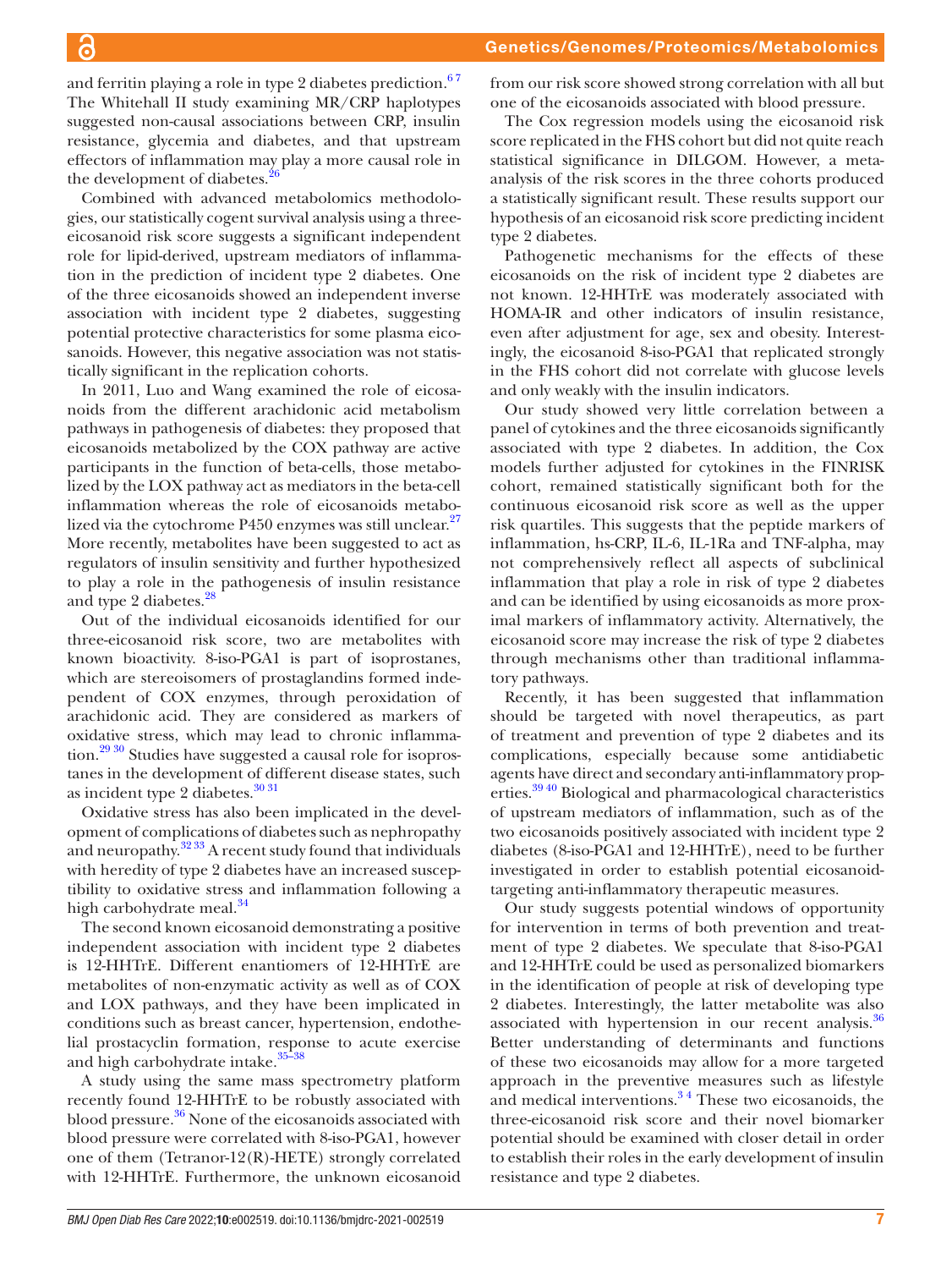and ferritin playing a role in type 2 diabetes prediction.[6 7] The Whitehall II study examining MR/CRP haplotypes suggested non-causal associations between CRP, insulin resistance, glycemia and diabetes, and that upstream effectors of inflammation may play a more causal role in the development of diabetes.[26]

Combined with advanced metabolomics methodologies, our statistically cogent survival analysis using a three-eicosanoid risk score suggests a significant independent role for lipid-derived, upstream mediators of inflammation in the prediction of incident type 2 diabetes. One of the three eicosanoids showed an independent inverse association with incident type 2 diabetes, suggesting potential protective characteristics for some plasma eicosanoids. However, this negative association was not statistically significant in the replication cohorts.

In 2011, Luo and Wang examined the role of eicosanoids from the different arachidonic acid metabolism pathways in pathogenesis of diabetes: they proposed that eicosanoids metabolized by the COX pathway are active participants in the function of beta-cells, those metabolized by the LOX pathway act as mediators in the beta-cell inflammation whereas the role of eicosanoids metabolized via the cytochrome P450 enzymes was still unclear.[27] More recently, metabolites have been suggested to act as regulators of insulin sensitivity and further hypothesized to play a role in the pathogenesis of insulin resistance and type 2 diabetes.[28]

Out of the individual eicosanoids identified for our three-eicosanoid risk score, two are metabolites with known bioactivity. 8-iso-PGA1 is part of isoprostanes, which are stereoisomers of prostaglandins formed independent of COX enzymes, through peroxidation of arachidonic acid. They are considered as markers of oxidative stress, which may lead to chronic inflammation.[29 30] Studies have suggested a causal role for isoprostanes in the development of different disease states, such as incident type 2 diabetes.[30 31]

Oxidative stress has also been implicated in the development of complications of diabetes such as nephropathy and neuropathy.[32 33] A recent study found that individuals with heredity of type 2 diabetes have an increased susceptibility to oxidative stress and inflammation following a high carbohydrate meal.[34]

The second known eicosanoid demonstrating a positive independent association with incident type 2 diabetes is 12-HHTrE. Different enantiomers of 12-HHTrE are metabolites of non-enzymatic activity as well as of COX and LOX pathways, and they have been implicated in conditions such as breast cancer, hypertension, endothelial prostacyclin formation, response to acute exercise and high carbohydrate intake.[35–38]

A study using the same mass spectrometry platform recently found 12-HHTrE to be robustly associated with blood pressure.[36] None of the eicosanoids associated with blood pressure were correlated with 8-iso-PGA1, however one of them (Tetranor-12(R)-HETE) strongly correlated with 12-HHTrE. Furthermore, the unknown eicosanoid from our risk score showed strong correlation with all but one of the eicosanoids associated with blood pressure.

The Cox regression models using the eicosanoid risk score replicated in the FHS cohort but did not quite reach statistical significance in DILGOM. However, a meta-analysis of the risk scores in the three cohorts produced a statistically significant result. These results support our hypothesis of an eicosanoid risk score predicting incident type 2 diabetes.

Pathogenetic mechanisms for the effects of these eicosanoids on the risk of incident type 2 diabetes are not known. 12-HHTrE was moderately associated with HOMA-IR and other indicators of insulin resistance, even after adjustment for age, sex and obesity. Interestingly, the eicosanoid 8-iso-PGA1 that replicated strongly in the FHS cohort did not correlate with glucose levels and only weakly with the insulin indicators.

Our study showed very little correlation between a panel of cytokines and the three eicosanoids significantly associated with type 2 diabetes. In addition, the Cox models further adjusted for cytokines in the FINRISK cohort, remained statistically significant both for the continuous eicosanoid risk score as well as the upper risk quartiles. This suggests that the peptide markers of inflammation, hs-CRP, IL-6, IL-1Ra and TNF-alpha, may not comprehensively reflect all aspects of subclinical inflammation that play a role in risk of type 2 diabetes and can be identified by using eicosanoids as more proximal markers of inflammatory activity. Alternatively, the eicosanoid score may increase the risk of type 2 diabetes through mechanisms other than traditional inflammatory pathways.

Recently, it has been suggested that inflammation should be targeted with novel therapeutics, as part of treatment and prevention of type 2 diabetes and its complications, especially because some antidiabetic agents have direct and secondary anti-inflammatory properties.[39 40] Biological and pharmacological characteristics of upstream mediators of inflammation, such as of the two eicosanoids positively associated with incident type 2 diabetes (8-iso-PGA1 and 12-HHTrE), need to be further investigated in order to establish potential eicosanoid-targeting anti-inflammatory therapeutic measures.

Our study suggests potential windows of opportunity for intervention in terms of both prevention and treatment of type 2 diabetes. We speculate that 8-iso-PGA1 and 12-HHTrE could be used as personalized biomarkers in the identification of people at risk of developing type 2 diabetes. Interestingly, the latter metabolite was also associated with hypertension in our recent analysis.[36] Better understanding of determinants and functions of these two eicosanoids may allow for a more targeted approach in the preventive measures such as lifestyle and medical interventions.[3 4] These two eicosanoids, the three-eicosanoid risk score and their novel biomarker potential should be examined with closer detail in order to establish their roles in the early development of insulin resistance and type 2 diabetes.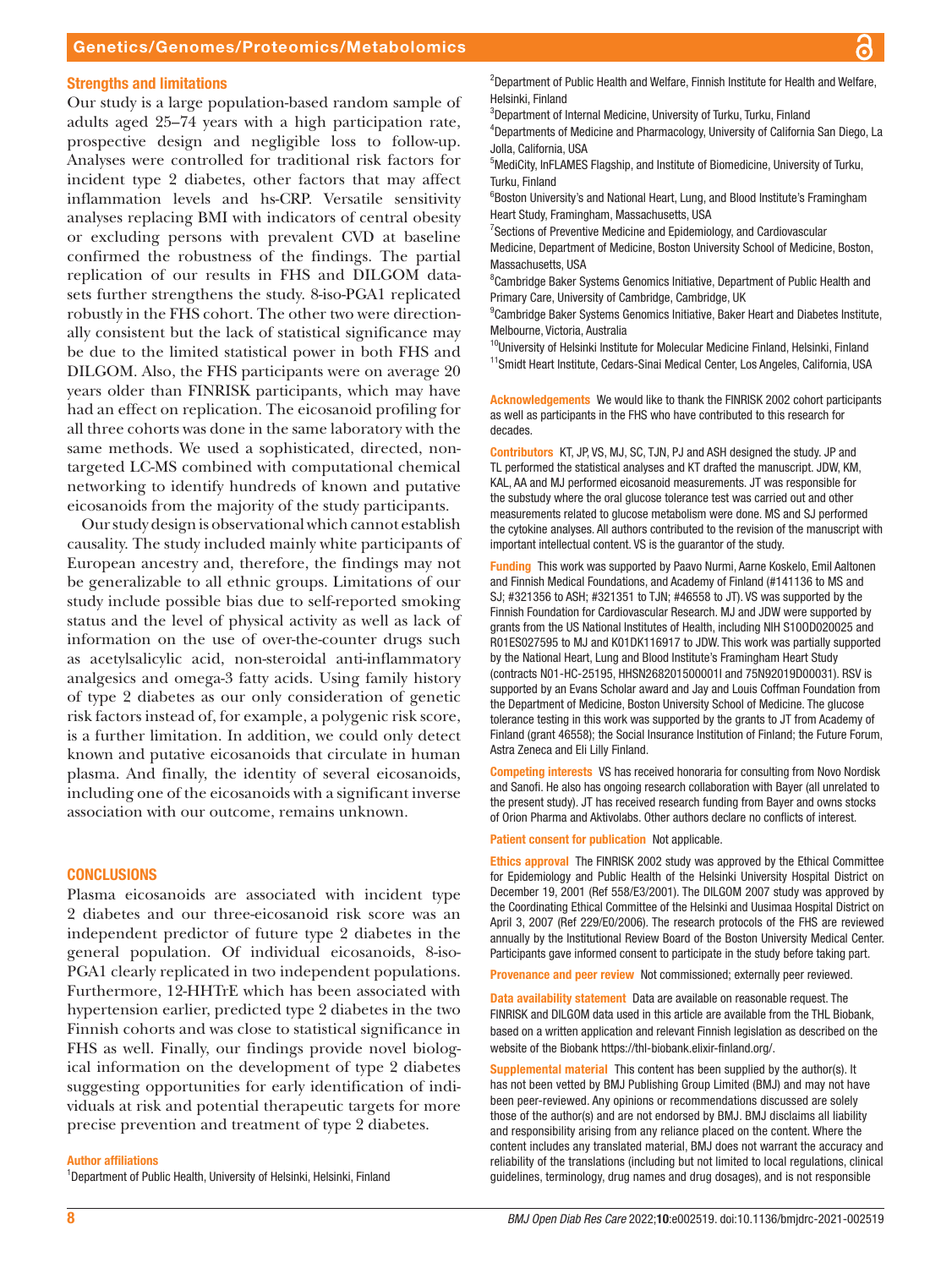### Strengths and limitations

Our study is a large population-based random sample of adults aged 25–74 years with a high participation rate, prospective design and negligible loss to follow-up. Analyses were controlled for traditional risk factors for incident type 2 diabetes, other factors that may affect inflammation levels and hs-CRP. Versatile sensitivity analyses replacing BMI with indicators of central obesity or excluding persons with prevalent CVD at baseline confirmed the robustness of the findings. The partial replication of our results in FHS and DILGOM datasets further strengthens the study. 8-iso-PGA1 replicated robustly in the FHS cohort. The other two were directionally consistent but the lack of statistical significance may be due to the limited statistical power in both FHS and DILGOM. Also, the FHS participants were on average 20 years older than FINRISK participants, which may have had an effect on replication. The eicosanoid profiling for all three cohorts was done in the same laboratory with the same methods. We used a sophisticated, directed, non-targeted LC-MS combined with computational chemical networking to identify hundreds of known and putative eicosanoids from the majority of the study participants.

Our study design is observational which cannot establish causality. The study included mainly white participants of European ancestry and, therefore, the findings may not be generalizable to all ethnic groups. Limitations of our study include possible bias due to self-reported smoking status and the level of physical activity as well as lack of information on the use of over-the-counter drugs such as acetylsalicylic acid, non-steroidal anti-inflammatory analgesics and omega-3 fatty acids. Using family history of type 2 diabetes as our only consideration of genetic risk factors instead of, for example, a polygenic risk score, is a further limitation. In addition, we could only detect known and putative eicosanoids that circulate in human plasma. And finally, the identity of several eicosanoids, including one of the eicosanoids with a significant inverse association with our outcome, remains unknown.

## CONCLUSIONS

Plasma eicosanoids are associated with incident type 2 diabetes and our three-eicosanoid risk score was an independent predictor of future type 2 diabetes in the general population. Of individual eicosanoids, 8-iso-PGA1 clearly replicated in two independent populations. Furthermore, 12-HHTrE which has been associated with hypertension earlier, predicted type 2 diabetes in the two Finnish cohorts and was close to statistical significance in FHS as well. Finally, our findings provide novel biological information on the development of type 2 diabetes suggesting opportunities for early identification of individuals at risk and potential therapeutic targets for more precise prevention and treatment of type 2 diabetes.

#### Author affiliations

[1]Department of Public Health, University of Helsinki, Helsinki, Finland
[2]Department of Public Health and Welfare, Finnish Institute for Health and Welfare, Helsinki, Finland
[3]Department of Internal Medicine, University of Turku, Turku, Finland
[4]Departments of Medicine and Pharmacology, University of California San Diego, La Jolla, California, USA
[5]MediCity, InFLAMES Flagship, and Institute of Biomedicine, University of Turku, Turku, Finland
[6]Boston University's and National Heart, Lung, and Blood Institute's Framingham Heart Study, Framingham, Massachusetts, USA
[7]Sections of Preventive Medicine and Epidemiology, and Cardiovascular Medicine, Department of Medicine, Boston University School of Medicine, Boston, Massachusetts, USA
[8]Cambridge Baker Systems Genomics Initiative, Department of Public Health and Primary Care, University of Cambridge, Cambridge, UK
[9]Cambridge Baker Systems Genomics Initiative, Baker Heart and Diabetes Institute, Melbourne, Victoria, Australia
[10]University of Helsinki Institute for Molecular Medicine Finland, Helsinki, Finland
[11]Smidt Heart Institute, Cedars-Sinai Medical Center, Los Angeles, California, USA

**Acknowledgements** We would like to thank the FINRISK 2002 cohort participants as well as participants in the FHS who have contributed to this research for decades.

**Contributors** KT, JP, VS, MJ, SC, TJN, PJ and ASH designed the study. JP and TL performed the statistical analyses and KT drafted the manuscript. JDW, KM, KAL, AA and MJ performed eicosanoid measurements. JT was responsible for the substudy where the oral glucose tolerance test was carried out and other measurements related to glucose metabolism were done. MS and SJ performed the cytokine analyses. All authors contributed to the revision of the manuscript with important intellectual content. VS is the guarantor of the study.

**Funding** This work was supported by Paavo Nurmi, Aarne Koskelo, Emil Aaltonen and Finnish Medical Foundations, and Academy of Finland (#141136 to MS and SJ; #321356 to ASH; #321351 to TJN; #46558 to JT). VS was supported by the Finnish Foundation for Cardiovascular Research. MJ and JDW were supported by grants from the US National Institutes of Health, including NIH S10OD020025 and R01ES027595 to MJ and K01DK116917 to JDW. This work was partially supported by the National Heart, Lung and Blood Institute's Framingham Heart Study (contracts N01-HC-25195, HHSN268201500001I and 75N92019D00031). RSV is supported by an Evans Scholar award and Jay and Louis Coffman Foundation from the Department of Medicine, Boston University School of Medicine. The glucose tolerance testing in this work was supported by the grants to JT from Academy of Finland (grant 46558); the Social Insurance Institution of Finland; the Future Forum, Astra Zeneca and Eli Lilly Finland.

**Competing interests** VS has received honoraria for consulting from Novo Nordisk and Sanofi. He also has ongoing research collaboration with Bayer (all unrelated to the present study). JT has received research funding from Bayer and owns stocks of Orion Pharma and Aktivolabs. Other authors declare no conflicts of interest.

**Patient consent for publication** Not applicable.

**Ethics approval** The FINRISK 2002 study was approved by the Ethical Committee for Epidemiology and Public Health of the Helsinki University Hospital District on December 19, 2001 (Ref 558/E3/2001). The DILGOM 2007 study was approved by the Coordinating Ethical Committee of the Helsinki and Uusimaa Hospital District on April 3, 2007 (Ref 229/E0/2006). The research protocols of the FHS are reviewed annually by the Institutional Review Board of the Boston University Medical Center. Participants gave informed consent to participate in the study before taking part.

**Provenance and peer review** Not commissioned; externally peer reviewed.

**Data availability statement** Data are available on reasonable request. The FINRISK and DILGOM data used in this article are available from the THL Biobank, based on a written application and relevant Finnish legislation as described on the website of the Biobank https://thl-biobank.elixir-finland.org/.

**Supplemental material** This content has been supplied by the author(s). It has not been vetted by BMJ Publishing Group Limited (BMJ) and may not have been peer-reviewed. Any opinions or recommendations discussed are solely those of the author(s) and are not endorsed by BMJ. BMJ disclaims all liability and responsibility arising from any reliance placed on the content. Where the content includes any translated material, BMJ does not warrant the accuracy and reliability of the translations (including but not limited to local regulations, clinical guidelines, terminology, drug names and drug dosages), and is not responsible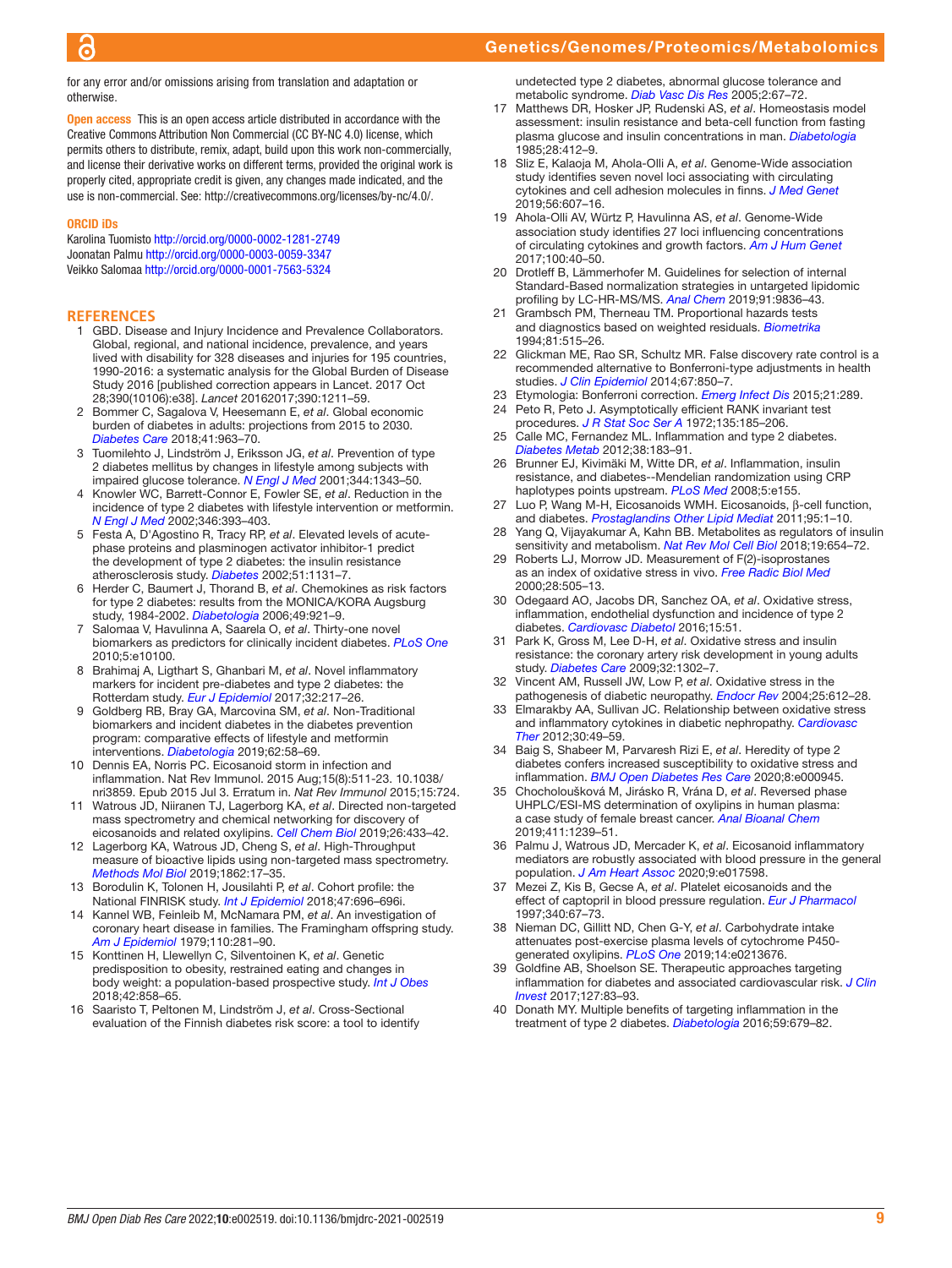for any error and/or omissions arising from translation and adaptation or otherwise.

**Open access** This is an open access article distributed in accordance with the Creative Commons Attribution Non Commercial (CC BY-NC 4.0) license, which permits others to distribute, remix, adapt, build upon this work non-commercially, and license their derivative works on different terms, provided the original work is properly cited, appropriate credit is given, any changes made indicated, and the use is non-commercial. See: http://creativecommons.org/licenses/by-nc/4.0/.

**ORCID iDs**

Karolina Tuomisto http://orcid.org/0000-0002-1281-2749
Joonatan Palmu http://orcid.org/0000-0003-0059-3347
Veikko Salomaa http://orcid.org/0000-0001-7563-5324

## REFERENCES

1. GBD. Disease and Injury Incidence and Prevalence Collaborators. Global, regional, and national incidence, prevalence, and years lived with disability for 328 diseases and injuries for 195 countries, 1990-2016: a systematic analysis for the Global Burden of Disease Study 2016 [published correction appears in Lancet. 2017 Oct 28;390(10106):e38]. *Lancet* 20162017;390:1211–59.
2. Bommer C, Sagalova V, Heesemann E, *et al*. Global economic burden of diabetes in adults: projections from 2015 to 2030. *Diabetes Care* 2018;41:963–70.
3. Tuomilehto J, Lindström J, Eriksson JG, *et al*. Prevention of type 2 diabetes mellitus by changes in lifestyle among subjects with impaired glucose tolerance. *N Engl J Med* 2001;344:1343–50.
4. Knowler WC, Barrett-Connor E, Fowler SE, *et al*. Reduction in the incidence of type 2 diabetes with lifestyle intervention or metformin. *N Engl J Med* 2002;346:393–403.
5. Festa A, D'Agostino R, Tracy RP, *et al*. Elevated levels of acute-phase proteins and plasminogen activator inhibitor-1 predict the development of type 2 diabetes: the insulin resistance atherosclerosis study. *Diabetes* 2002;51:1131–7.
6. Herder C, Baumert J, Thorand B, *et al*. Chemokines as risk factors for type 2 diabetes: results from the MONICA/KORA Augsburg study, 1984-2002. *Diabetologia* 2006;49:921–9.
7. Salomaa V, Havulinna A, Saarela O, *et al*. Thirty-one novel biomarkers as predictors for clinically incident diabetes. *PLoS One* 2010;5:e10100.
8. Brahimaj A, Ligthart S, Ghanbari M, *et al*. Novel inflammatory markers for incident pre-diabetes and type 2 diabetes: the Rotterdam study. *Eur J Epidemiol* 2017;32:217–26.
9. Goldberg RB, Bray GA, Marcovina SM, *et al*. Non-Traditional biomarkers and incident diabetes in the diabetes prevention program: comparative effects of lifestyle and metformin interventions. *Diabetologia* 2019;62:58–69.
10. Dennis EA, Norris PC. Eicosanoid storm in infection and inflammation. Nat Rev Immunol. 2015 Aug;15(8):511-23. 10.1038/nri3859. Epub 2015 Jul 3. Erratum in. *Nat Rev Immunol* 2015;15:724.
11. Watrous JD, Niiranen TJ, Lagerborg KA, *et al*. Directed non-targeted mass spectrometry and chemical networking for discovery of eicosanoids and related oxylipins. *Cell Chem Biol* 2019;26:433–42.
12. Lagerborg KA, Watrous JD, Cheng S, *et al*. High-Throughput measure of bioactive lipids using non-targeted mass spectrometry. *Methods Mol Biol* 2019;1862:17–35.
13. Borodulin K, Tolonen H, Jousilahti P, *et al*. Cohort profile: the National FINRISK study. *Int J Epidemiol* 2018;47:696–696i.
14. Kannel WB, Feinleib M, McNamara PM, *et al*. An investigation of coronary heart disease in families. The Framingham offspring study. *Am J Epidemiol* 1979;110:281–90.
15. Konttinen H, Llewellyn C, Silventoinen K, *et al*. Genetic predisposition to obesity, restrained eating and changes in body weight: a population-based prospective study. *Int J Obes* 2018;42:858–65.
16. Saaristo T, Peltonen M, Lindström J, *et al*. Cross-Sectional evaluation of the Finnish diabetes risk score: a tool to identify undetected type 2 diabetes, abnormal glucose tolerance and metabolic syndrome. *Diab Vasc Dis Res* 2005;2:67–72.
17. Matthews DR, Hosker JP, Rudenski AS, *et al*. Homeostasis model assessment: insulin resistance and beta-cell function from fasting plasma glucose and insulin concentrations in man. *Diabetologia* 1985;28:412–9.
18. Sliz E, Kalaoja M, Ahola-Olli A, *et al*. Genome-Wide association study identifies seven novel loci associating with circulating cytokines and cell adhesion molecules in finns. *J Med Genet* 2019;56:607–16.
19. Ahola-Olli AV, Würtz P, Havulinna AS, *et al*. Genome-Wide association study identifies 27 loci influencing concentrations of circulating cytokines and growth factors. *Am J Hum Genet* 2017;100:40–50.
20. Drotleff B, Lämmerhofer M. Guidelines for selection of internal Standard-Based normalization strategies in untargeted lipidomic profiling by LC-HR-MS/MS. *Anal Chem* 2019;91:9836–43.
21. Grambsch PM, Therneau TM. Proportional hazards tests and diagnostics based on weighted residuals. *Biometrika* 1994;81:515–26.
22. Glickman ME, Rao SR, Schultz MR. False discovery rate control is a recommended alternative to Bonferroni-type adjustments in health studies. *J Clin Epidemiol* 2014;67:850–7.
23. Etymologia: Bonferroni correction. *Emerg Infect Dis* 2015;21:289.
24. Peto R, Peto J. Asymptotically efficient RANK invariant test procedures. *J R Stat Soc Ser A* 1972;135:185–206.
25. Calle MC, Fernandez ML. Inflammation and type 2 diabetes. *Diabetes Metab* 2012;38:183–91.
26. Brunner EJ, Kivimäki M, Witte DR, *et al*. Inflammation, insulin resistance, and diabetes--Mendelian randomization using CRP haplotypes points upstream. *PLoS Med* 2008;5:e155.
27. Luo P, Wang M-H, Eicosanoids WMH. Eicosanoids, β-cell function, and diabetes. *Prostaglandins Other Lipid Mediat* 2011;95:1–10.
28. Yang Q, Vijayakumar A, Kahn BB. Metabolites as regulators of insulin sensitivity and metabolism. *Nat Rev Mol Cell Biol* 2018;19:654–72.
29. Roberts LJ, Morrow JD. Measurement of F(2)-isoprostanes as an index of oxidative stress in vivo. *Free Radic Biol Med* 2000;28:505–13.
30. Odegaard AO, Jacobs DR, Sanchez OA, *et al*. Oxidative stress, inflammation, endothelial dysfunction and incidence of type 2 diabetes. *Cardiovasc Diabetol* 2016;15:51.
31. Park K, Gross M, Lee D-H, *et al*. Oxidative stress and insulin resistance: the coronary artery risk development in young adults study. *Diabetes Care* 2009;32:1302–7.
32. Vincent AM, Russell JW, Low P, *et al*. Oxidative stress in the pathogenesis of diabetic neuropathy. *Endocr Rev* 2004;25:612–28.
33. Elmarakby AA, Sullivan JC. Relationship between oxidative stress and inflammatory cytokines in diabetic nephropathy. *Cardiovasc Ther* 2012;30:49–59.
34. Baig S, Shabeer M, Parvaresh Rizi E, *et al*. Heredity of type 2 diabetes confers increased susceptibility to oxidative stress and inflammation. *BMJ Open Diabetes Res Care* 2020;8:e000945.
35. Chocholoušková M, Jirásko R, Vrána D, *et al*. Reversed phase UHPLC/ESI-MS determination of oxylipins in human plasma: a case study of female breast cancer. *Anal Bioanal Chem* 2019;411:1239–51.
36. Palmu J, Watrous JD, Mercader K, *et al*. Eicosanoid inflammatory mediators are robustly associated with blood pressure in the general population. *J Am Heart Assoc* 2020;9:e017598.
37. Mezei Z, Kis B, Gecse A, *et al*. Platelet eicosanoids and the effect of captopril in blood pressure regulation. *Eur J Pharmacol* 1997;340:67–73.
38. Nieman DC, Gillitt ND, Chen G-Y, *et al*. Carbohydrate intake attenuates post-exercise plasma levels of cytochrome P450-generated oxylipins. *PLoS One* 2019;14:e0213676.
39. Goldfine AB, Shoelson SE. Therapeutic approaches targeting inflammation for diabetes and associated cardiovascular risk. *J Clin Invest* 2017;127:83–93.
40. Donath MY. Multiple benefits of targeting inflammation in the treatment of type 2 diabetes. *Diabetologia* 2016;59:679–82.